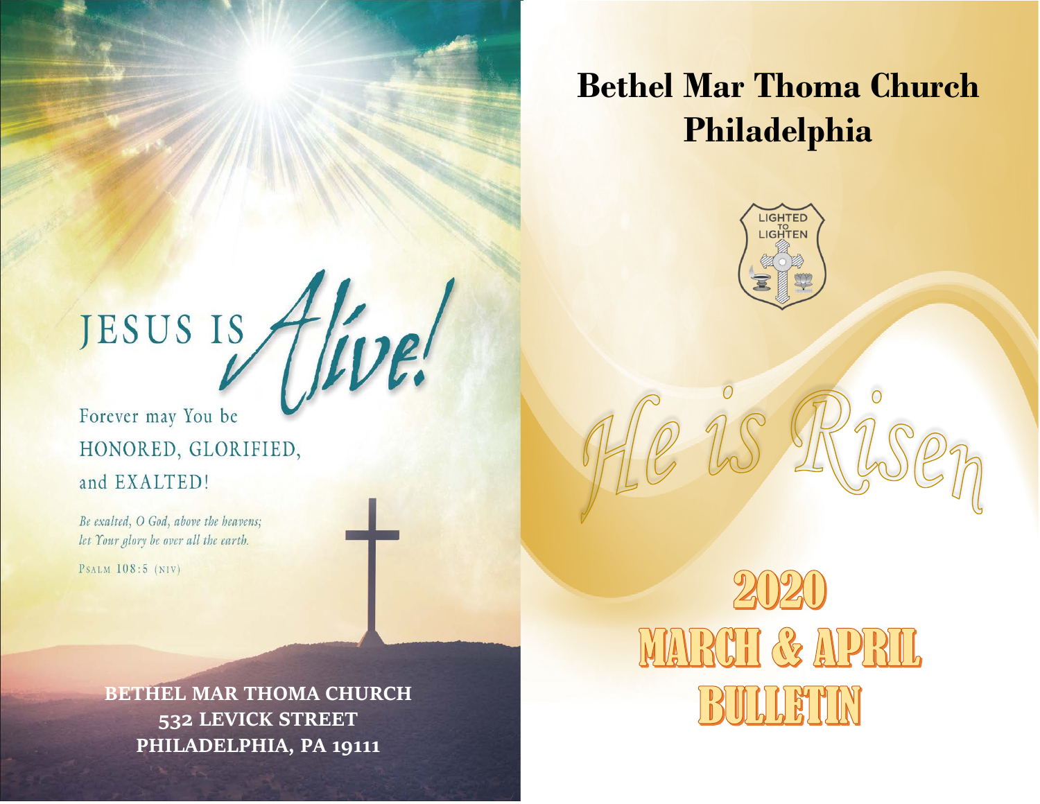JESUS IS *Alive!*

Forever may You be
HONORED, GLORIFIED,
and EXALTED!

*Be exalted, O God, above the heavens;*
*let Your glory be over all the earth.*

PSALM 108:5 (NIV)

**BETHEL MAR THOMA CHURCH**
**532 LEVICK STREET**
**PHILADELPHIA, PA 19111**

# Bethel Mar Thoma Church Philadelphia

LIGHTED TO LIGHTEN

*He is Risen*

## 2020
## MARCH & APRIL
## BULLETIN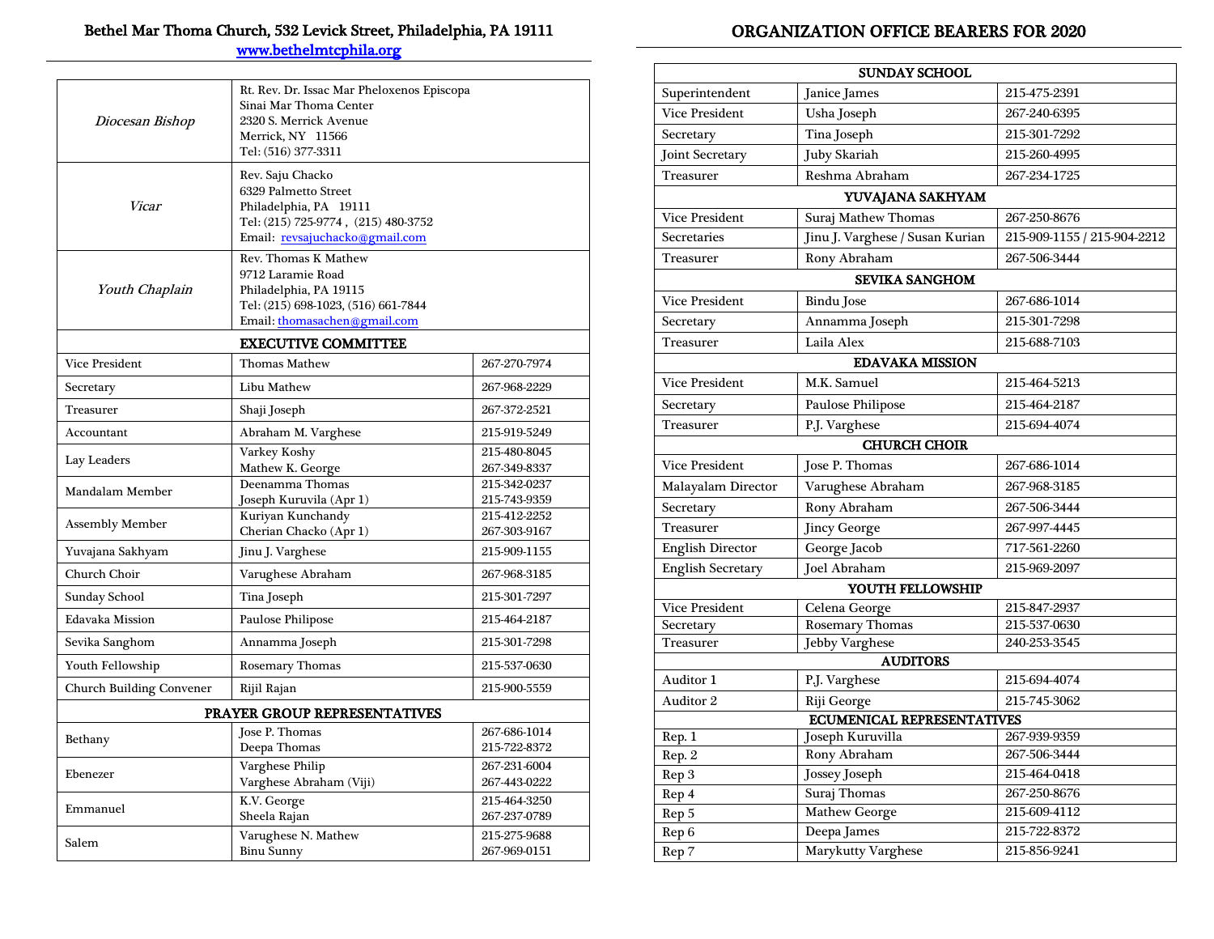**Bethel Mar Thoma Church, 532 Levick Street, Philadelphia, PA 19111**
www.bethelmtcphila.org

| | | |
|---|---|---|
| *Diocesan Bishop* | Rt. Rev. Dr. Issac Mar Pheloxenos Episcopa<br>Sinai Mar Thoma Center<br>2320 S. Merrick Avenue<br>Merrick, NY 11566<br>Tel: (516) 377-3311 | |
| *Vicar* | Rev. Saju Chacko<br>6329 Palmetto Street<br>Philadelphia, PA 19111<br>Tel: (215) 725-9774 , (215) 480-3752<br>Email: revsajuchacko@gmail.com | |
| *Youth Chaplain* | Rev. Thomas K Mathew<br>9712 Laramie Road<br>Philadelphia, PA 19115<br>Tel: (215) 698-1023, (516) 661-7844<br>Email: thomasachen@gmail.com | |
| **EXECUTIVE COMMITTEE** | | |
| Vice President | Thomas Mathew | 267-270-7974 |
| Secretary | Libu Mathew | 267-968-2229 |
| Treasurer | Shaji Joseph | 267-372-2521 |
| Accountant | Abraham M. Varghese | 215-919-5249 |
| Lay Leaders | Varkey Koshy<br>Mathew K. George | 215-480-8045<br>267-349-8337 |
| Mandalam Member | Deenamma Thomas<br>Joseph Kuruvila (Apr 1) | 215-342-0237<br>215-743-9359 |
| Assembly Member | Kuriyan Kunchandy<br>Cherian Chacko (Apr 1) | 215-412-2252<br>267-303-9167 |
| Yuvajana Sakhyam | Jinu J. Varghese | 215-909-1155 |
| Church Choir | Varughese Abraham | 267-968-3185 |
| Sunday School | Tina Joseph | 215-301-7297 |
| Edavaka Mission | Paulose Philipose | 215-464-2187 |
| Sevika Sanghom | Annamma Joseph | 215-301-7298 |
| Youth Fellowship | Rosemary Thomas | 215-537-0630 |
| Church Building Convener | Rijil Rajan | 215-900-5559 |
| **PRAYER GROUP REPRESENTATIVES** | | |
| Bethany | Jose P. Thomas<br>Deepa Thomas | 267-686-1014<br>215-722-8372 |
| Ebenezer | Varghese Philip<br>Varghese Abraham (Viji) | 267-231-6004<br>267-443-0222 |
| Emmanuel | K.V. George<br>Sheela Rajan | 215-464-3250<br>267-237-0789 |
| Salem | Varughese N. Mathew<br>Binu Sunny | 215-275-9688<br>267-969-0151 |

## ORGANIZATION OFFICE BEARERS FOR 2020

| | | |
|---|---|---|
| **SUNDAY SCHOOL** | | |
| Superintendent | Janice James | 215-475-2391 |
| Vice President | Usha Joseph | 267-240-6395 |
| Secretary | Tina Joseph | 215-301-7292 |
| Joint Secretary | Juby Skariah | 215-260-4995 |
| Treasurer | Reshma Abraham | 267-234-1725 |
| **YUVAJANA SAKHYAM** | | |
| Vice President | Suraj Mathew Thomas | 267-250-8676 |
| Secretaries | Jinu J. Varghese / Susan Kurian | 215-909-1155 / 215-904-2212 |
| Treasurer | Rony Abraham | 267-506-3444 |
| **SEVIKA SANGHOM** | | |
| Vice President | Bindu Jose | 267-686-1014 |
| Secretary | Annamma Joseph | 215-301-7298 |
| Treasurer | Laila Alex | 215-688-7103 |
| **EDAVAKA MISSION** | | |
| Vice President | M.K. Samuel | 215-464-5213 |
| Secretary | Paulose Philipose | 215-464-2187 |
| Treasurer | P.J. Varghese | 215-694-4074 |
| **CHURCH CHOIR** | | |
| Vice President | Jose P. Thomas | 267-686-1014 |
| Malayalam Director | Varughese Abraham | 267-968-3185 |
| Secretary | Rony Abraham | 267-506-3444 |
| Treasurer | Jincy George | 267-997-4445 |
| English Director | George Jacob | 717-561-2260 |
| English Secretary | Joel Abraham | 215-969-2097 |
| **YOUTH FELLOWSHIP** | | |
| Vice President | Celena George | 215-847-2937 |
| Secretary | Rosemary Thomas | 215-537-0630 |
| Treasurer | Jebby Varghese | 240-253-3545 |
| **AUDITORS** | | |
| Auditor 1 | P.J. Varghese | 215-694-4074 |
| Auditor 2 | Riji George | 215-745-3062 |
| **ECUMENICAL REPRESENTATIVES** | | |
| Rep. 1 | Joseph Kuruvilla | 267-939-9359 |
| Rep. 2 | Rony Abraham | 267-506-3444 |
| Rep 3 | Jossey Joseph | 215-464-0418 |
| Rep 4 | Suraj Thomas | 267-250-8676 |
| Rep 5 | Mathew George | 215-609-4112 |
| Rep 6 | Deepa James | 215-722-8372 |
| Rep 7 | Marykutty Varghese | 215-856-9241 |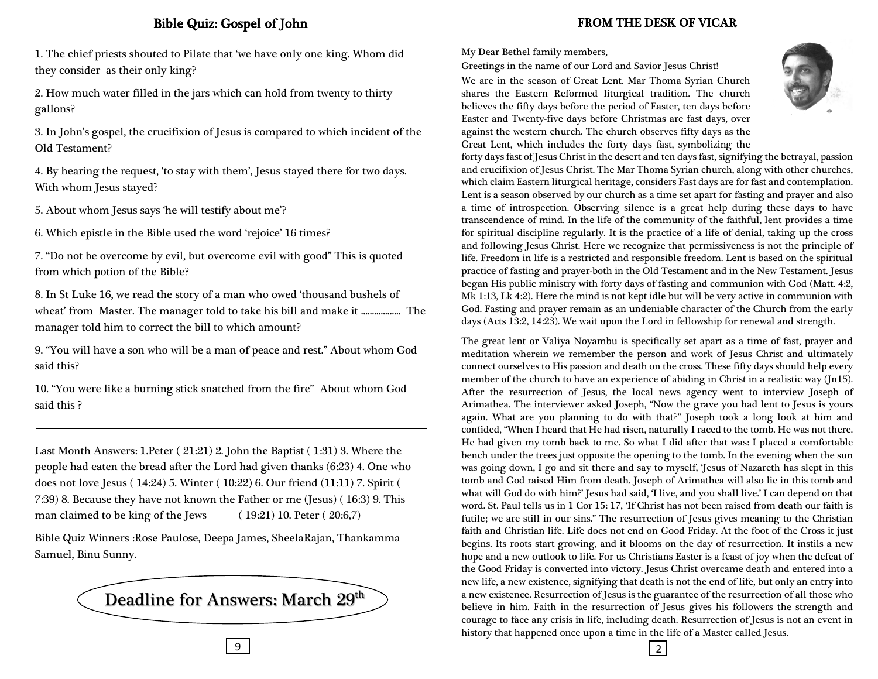## Bible Quiz: Gospel of John

1. The chief priests shouted to Pilate that 'we have only one king. Whom did they consider as their only king?

2. How much water filled in the jars which can hold from twenty to thirty gallons?

3. In John's gospel, the crucifixion of Jesus is compared to which incident of the Old Testament?

4. By hearing the request, 'to stay with them', Jesus stayed there for two days. With whom Jesus stayed?

5. About whom Jesus says 'he will testify about me'?

6. Which epistle in the Bible used the word 'rejoice' 16 times?

7. "Do not be overcome by evil, but overcome evil with good" This is quoted from which potion of the Bible?

8. In St Luke 16, we read the story of a man who owed 'thousand bushels of wheat' from Master. The manager told to take his bill and make it .................. The manager told him to correct the bill to which amount?

9. "You will have a son who will be a man of peace and rest." About whom God said this?

10. "You were like a burning stick snatched from the fire" About whom God said this ?

---

Last Month Answers: 1.Peter ( 21:21) 2. John the Baptist ( 1:31) 3. Where the people had eaten the bread after the Lord had given thanks (6:23) 4. One who does not love Jesus ( 14:24) 5. Winter ( 10:22) 6. Our friend (11:11) 7. Spirit ( 7:39) 8. Because they have not known the Father or me (Jesus) ( 16:3) 9. This man claimed to be king of the Jews ( 19:21) 10. Peter ( 20:6,7)

Bible Quiz Winners :Rose Paulose, Deepa James, SheelaRajan, Thankamma Samuel, Binu Sunny.

**Deadline for Answers: March 29th**

## FROM THE DESK OF VICAR

My Dear Bethel family members,

Greetings in the name of our Lord and Savior Jesus Christ!

We are in the season of Great Lent. Mar Thoma Syrian Church shares the Eastern Reformed liturgical tradition. The church believes the fifty days before the period of Easter, ten days before Easter and Twenty-five days before Christmas are fast days, over against the western church. The church observes fifty days as the Great Lent, which includes the forty days fast, symbolizing the forty days fast of Jesus Christ in the desert and ten days fast, signifying the betrayal, passion and crucifixion of Jesus Christ. The Mar Thoma Syrian church, along with other churches, which claim Eastern liturgical heritage, considers Fast days are for fast and contemplation. Lent is a season observed by our church as a time set apart for fasting and prayer and also a time of introspection. Observing silence is a great help during these days to have transcendence of mind. In the life of the community of the faithful, lent provides a time for spiritual discipline regularly. It is the practice of a life of denial, taking up the cross and following Jesus Christ. Here we recognize that permissiveness is not the principle of life. Freedom in life is a restricted and responsible freedom. Lent is based on the spiritual practice of fasting and prayer-both in the Old Testament and in the New Testament. Jesus began His public ministry with forty days of fasting and communion with God (Matt. 4:2, Mk 1:13, Lk 4:2). Here the mind is not kept idle but will be very active in communion with God. Fasting and prayer remain as an undeniable character of the Church from the early days (Acts 13:2, 14:23). We wait upon the Lord in fellowship for renewal and strength.

The great lent or Valiya Noyambu is specifically set apart as a time of fast, prayer and meditation wherein we remember the person and work of Jesus Christ and ultimately connect ourselves to His passion and death on the cross. These fifty days should help every member of the church to have an experience of abiding in Christ in a realistic way (Jn15). After the resurrection of Jesus, the local news agency went to interview Joseph of Arimathea. The interviewer asked Joseph, "Now the grave you had lent to Jesus is yours again. What are you planning to do with that?" Joseph took a long look at him and confided, "When I heard that He had risen, naturally I raced to the tomb. He was not there. He had given my tomb back to me. So what I did after that was: I placed a comfortable bench under the trees just opposite the opening to the tomb. In the evening when the sun was going down, I go and sit there and say to myself, 'Jesus of Nazareth has slept in this tomb and God raised Him from death. Joseph of Arimathea will also lie in this tomb and what will God do with him?' Jesus had said, 'I live, and you shall live.' I can depend on that word. St. Paul tells us in 1 Cor 15: 17, 'If Christ has not been raised from death our faith is futile; we are still in our sins." The resurrection of Jesus gives meaning to the Christian faith and Christian life. Life does not end on Good Friday. At the foot of the Cross it just begins. Its roots start growing, and it blooms on the day of resurrection. It instils a new hope and a new outlook to life. For us Christians Easter is a feast of joy when the defeat of the Good Friday is converted into victory. Jesus Christ overcame death and entered into a new life, a new existence, signifying that death is not the end of life, but only an entry into a new existence. Resurrection of Jesus is the guarantee of the resurrection of all those who believe in him. Faith in the resurrection of Jesus gives his followers the strength and courage to face any crisis in life, including death. Resurrection of Jesus is not an event in history that happened once upon a time in the life of a Master called Jesus.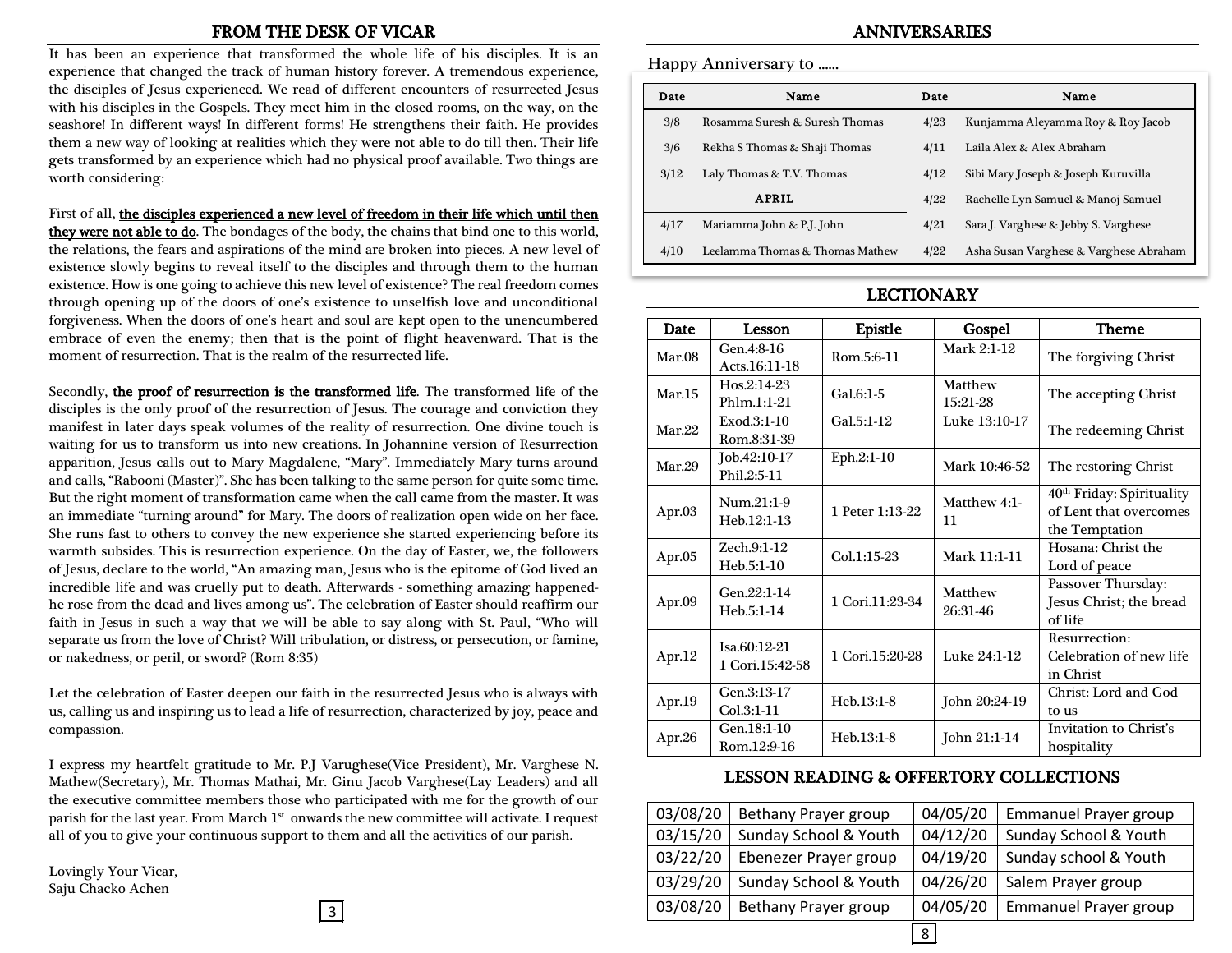## FROM THE DESK OF VICAR

It has been an experience that transformed the whole life of his disciples. It is an experience that changed the track of human history forever. A tremendous experience, the disciples of Jesus experienced. We read of different encounters of resurrected Jesus with his disciples in the Gospels. They meet him in the closed rooms, on the way, on the seashore! In different ways! In different forms! He strengthens their faith. He provides them a new way of looking at realities which they were not able to do till then. Their life gets transformed by an experience which had no physical proof available. Two things are worth considering:

First of all, **the disciples experienced a new level of freedom in their life which until then they were not able to do**. The bondages of the body, the chains that bind one to this world, the relations, the fears and aspirations of the mind are broken into pieces. A new level of existence slowly begins to reveal itself to the disciples and through them to the human existence. How is one going to achieve this new level of existence? The real freedom comes through opening up of the doors of one's existence to unselfish love and unconditional forgiveness. When the doors of one's heart and soul are kept open to the unencumbered embrace of even the enemy; then that is the point of flight heavenward. That is the moment of resurrection. That is the realm of the resurrected life.

Secondly, **the proof of resurrection is the transformed life**. The transformed life of the disciples is the only proof of the resurrection of Jesus. The courage and conviction they manifest in later days speak volumes of the reality of resurrection. One divine touch is waiting for us to transform us into new creations. In Johannine version of Resurrection apparition, Jesus calls out to Mary Magdalene, "Mary". Immediately Mary turns around and calls, "Rabooni (Master)". She has been talking to the same person for quite some time. But the right moment of transformation came when the call came from the master. It was an immediate "turning around" for Mary. The doors of realization open wide on her face. She runs fast to others to convey the new experience she started experiencing before its warmth subsides. This is resurrection experience. On the day of Easter, we, the followers of Jesus, declare to the world, "An amazing man, Jesus who is the epitome of God lived an incredible life and was cruelly put to death. Afterwards - something amazing happened- he rose from the dead and lives among us". The celebration of Easter should reaffirm our faith in Jesus in such a way that we will be able to say along with St. Paul, "Who will separate us from the love of Christ? Will tribulation, or distress, or persecution, or famine, or nakedness, or peril, or sword? (Rom 8:35)

Let the celebration of Easter deepen our faith in the resurrected Jesus who is always with us, calling us and inspiring us to lead a life of resurrection, characterized by joy, peace and compassion.

I express my heartfelt gratitude to Mr. P.J Varughese(Vice President), Mr. Varghese N. Mathew(Secretary), Mr. Thomas Mathai, Mr. Ginu Jacob Varghese(Lay Leaders) and all the executive committee members those who participated with me for the growth of our parish for the last year. From March 1st onwards the new committee will activate. I request all of you to give your continuous support to them and all the activities of our parish.

Lovingly Your Vicar,
Saju Chacko Achen

## ANNIVERSARIES

Happy Anniversary to ......

| Date | Name | Date | Name |
|---|---|---|---|
| 3/8 | Rosamma Suresh & Suresh Thomas | 4/23 | Kunjamma Aleyamma Roy & Roy Jacob |
| 3/6 | Rekha S Thomas & Shaji Thomas | 4/11 | Laila Alex & Alex Abraham |
| 3/12 | Laly Thomas & T.V. Thomas | 4/12 | Sibi Mary Joseph & Joseph Kuruvilla |
| | **APRIL** | 4/22 | Rachelle Lyn Samuel & Manoj Samuel |
| 4/17 | Mariamma John & P.J. John | 4/21 | Sara J. Varghese & Jebby S. Varghese |
| 4/10 | Leelamma Thomas & Thomas Mathew | 4/22 | Asha Susan Varghese & Varghese Abraham |

## LECTIONARY

| Date | Lesson | Epistle | Gospel | Theme |
|---|---|---|---|---|
| Mar.08 | Gen.4:8-16 Acts.16:11-18 | Rom.5:6-11 | Mark 2:1-12 | The forgiving Christ |
| Mar.15 | Hos.2:14-23 Phlm.1:1-21 | Gal.6:1-5 | Matthew 15:21-28 | The accepting Christ |
| Mar.22 | Exod.3:1-10 Rom.8:31-39 | Gal.5:1-12 | Luke 13:10-17 | The redeeming Christ |
| Mar.29 | Job.42:10-17 Phil.2:5-11 | Eph.2:1-10 | Mark 10:46-52 | The restoring Christ |
| Apr.03 | Num.21:1-9 Heb.12:1-13 | 1 Peter 1:13-22 | Matthew 4:1-11 | 40th Friday: Spirituality of Lent that overcomes the Temptation |
| Apr.05 | Zech.9:1-12 Heb.5:1-10 | Col.1:15-23 | Mark 11:1-11 | Hosana: Christ the Lord of peace |
| Apr.09 | Gen.22:1-14 Heb.5:1-14 | 1 Cori.11:23-34 | Matthew 26:31-46 | Passover Thursday: Jesus Christ; the bread of life |
| Apr.12 | Isa.60:12-21 1 Cori.15:42-58 | 1 Cori.15:20-28 | Luke 24:1-12 | Resurrection: Celebration of new life in Christ |
| Apr.19 | Gen.3:13-17 Col.3:1-11 | Heb.13:1-8 | John 20:24-19 | Christ: Lord and God to us |
| Apr.26 | Gen.18:1-10 Rom.12:9-16 | Heb.13:1-8 | John 21:1-14 | Invitation to Christ's hospitality |

## LESSON READING & OFFERTORY COLLECTIONS

| | | | |
|---|---|---|---|
| 03/08/20 | Bethany Prayer group | 04/05/20 | Emmanuel Prayer group |
| 03/15/20 | Sunday School & Youth | 04/12/20 | Sunday School & Youth |
| 03/22/20 | Ebenezer Prayer group | 04/19/20 | Sunday school & Youth |
| 03/29/20 | Sunday School & Youth | 04/26/20 | Salem Prayer group |
| 03/08/20 | Bethany Prayer group | 04/05/20 | Emmanuel Prayer group |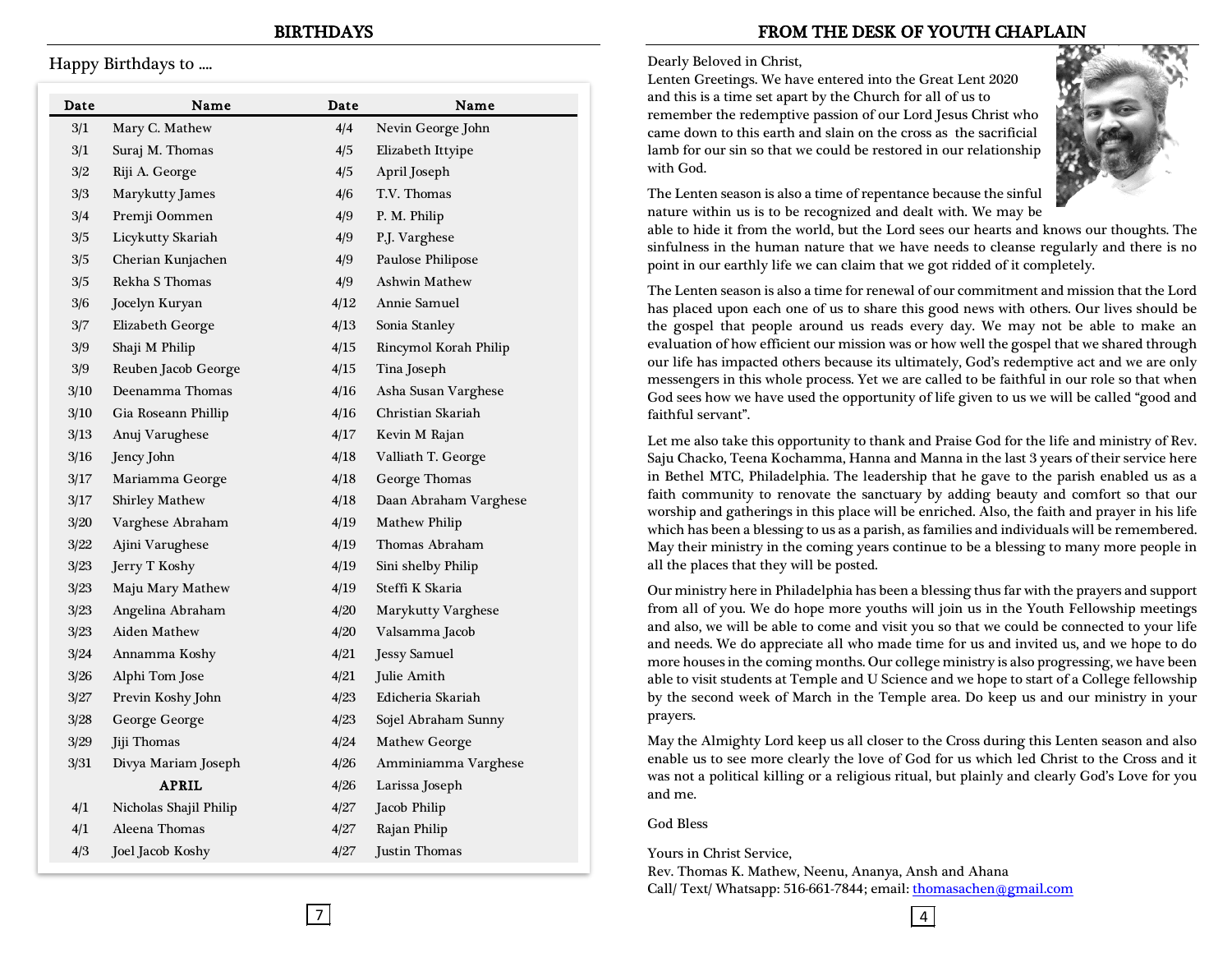## BIRTHDAYS

Happy Birthdays to ....

| Date | Name | Date | Name |
|---|---|---|---|
| 3/1 | Mary C. Mathew | 4/4 | Nevin George John |
| 3/1 | Suraj M. Thomas | 4/5 | Elizabeth Ittyipe |
| 3/2 | Riji A. George | 4/5 | April Joseph |
| 3/3 | Marykutty James | 4/6 | T.V. Thomas |
| 3/4 | Premji Oommen | 4/9 | P. M. Philip |
| 3/5 | Licykutty Skariah | 4/9 | P.J. Varghese |
| 3/5 | Cherian Kunjachen | 4/9 | Paulose Philipose |
| 3/5 | Rekha S Thomas | 4/9 | Ashwin Mathew |
| 3/6 | Jocelyn Kuryan | 4/12 | Annie Samuel |
| 3/7 | Elizabeth George | 4/13 | Sonia Stanley |
| 3/9 | Shaji M Philip | 4/15 | Rincymol Korah Philip |
| 3/9 | Reuben Jacob George | 4/15 | Tina Joseph |
| 3/10 | Deenamma Thomas | 4/16 | Asha Susan Varghese |
| 3/10 | Gia Roseann Phillip | 4/16 | Christian Skariah |
| 3/13 | Anuj Varughese | 4/17 | Kevin M Rajan |
| 3/16 | Jency John | 4/18 | Valliath T. George |
| 3/17 | Mariamma George | 4/18 | George Thomas |
| 3/17 | Shirley Mathew | 4/18 | Daan Abraham Varghese |
| 3/20 | Varghese Abraham | 4/19 | Mathew Philip |
| 3/22 | Ajini Varughese | 4/19 | Thomas Abraham |
| 3/23 | Jerry T Koshy | 4/19 | Sini shelby Philip |
| 3/23 | Maju Mary Mathew | 4/19 | Steffi K Skaria |
| 3/23 | Angelina Abraham | 4/20 | Marykutty Varghese |
| 3/23 | Aiden Mathew | 4/20 | Valsamma Jacob |
| 3/24 | Annamma Koshy | 4/21 | Jessy Samuel |
| 3/26 | Alphi Tom Jose | 4/21 | Julie Amith |
| 3/27 | Previn Koshy John | 4/23 | Edicheria Skariah |
| 3/28 | George George | 4/23 | Sojel Abraham Sunny |
| 3/29 | Jiji Thomas | 4/24 | Mathew George |
| 3/31 | Divya Mariam Joseph | 4/26 | Amminiamma Varghese |
| | **APRIL** | 4/26 | Larissa Joseph |
| 4/1 | Nicholas Shajil Philip | 4/27 | Jacob Philip |
| 4/1 | Aleena Thomas | 4/27 | Rajan Philip |
| 4/3 | Joel Jacob Koshy | 4/27 | Justin Thomas |

## FROM THE DESK OF YOUTH CHAPLAIN

Dearly Beloved in Christ,
Lenten Greetings. We have entered into the Great Lent 2020 and this is a time set apart by the Church for all of us to remember the redemptive passion of our Lord Jesus Christ who came down to this earth and slain on the cross as the sacrificial lamb for our sin so that we could be restored in our relationship with God.

The Lenten season is also a time of repentance because the sinful nature within us is to be recognized and dealt with. We may be able to hide it from the world, but the Lord sees our hearts and knows our thoughts. The sinfulness in the human nature that we have needs to cleanse regularly and there is no point in our earthly life we can claim that we got ridded of it completely.

The Lenten season is also a time for renewal of our commitment and mission that the Lord has placed upon each one of us to share this good news with others. Our lives should be the gospel that people around us reads every day. We may not be able to make an evaluation of how efficient our mission was or how well the gospel that we shared through our life has impacted others because its ultimately, God's redemptive act and we are only messengers in this whole process. Yet we are called to be faithful in our role so that when God sees how we have used the opportunity of life given to us we will be called "good and faithful servant".

Let me also take this opportunity to thank and Praise God for the life and ministry of Rev. Saju Chacko, Teena Kochamma, Hanna and Manna in the last 3 years of their service here in Bethel MTC, Philadelphia. The leadership that he gave to the parish enabled us as a faith community to renovate the sanctuary by adding beauty and comfort so that our worship and gatherings in this place will be enriched. Also, the faith and prayer in his life which has been a blessing to us as a parish, as families and individuals will be remembered. May their ministry in the coming years continue to be a blessing to many more people in all the places that they will be posted.

Our ministry here in Philadelphia has been a blessing thus far with the prayers and support from all of you. We do hope more youths will join us in the Youth Fellowship meetings and also, we will be able to come and visit you so that we could be connected to your life and needs. We do appreciate all who made time for us and invited us, and we hope to do more houses in the coming months. Our college ministry is also progressing, we have been able to visit students at Temple and U Science and we hope to start of a College fellowship by the second week of March in the Temple area. Do keep us and our ministry in your prayers.

May the Almighty Lord keep us all closer to the Cross during this Lenten season and also enable us to see more clearly the love of God for us which led Christ to the Cross and it was not a political killing or a religious ritual, but plainly and clearly God's Love for you and me.

God Bless

Yours in Christ Service,
Rev. Thomas K. Mathew, Neenu, Ananya, Ansh and Ahana
Call/ Text/ Whatsapp: 516-661-7844; email: thomasachen@gmail.com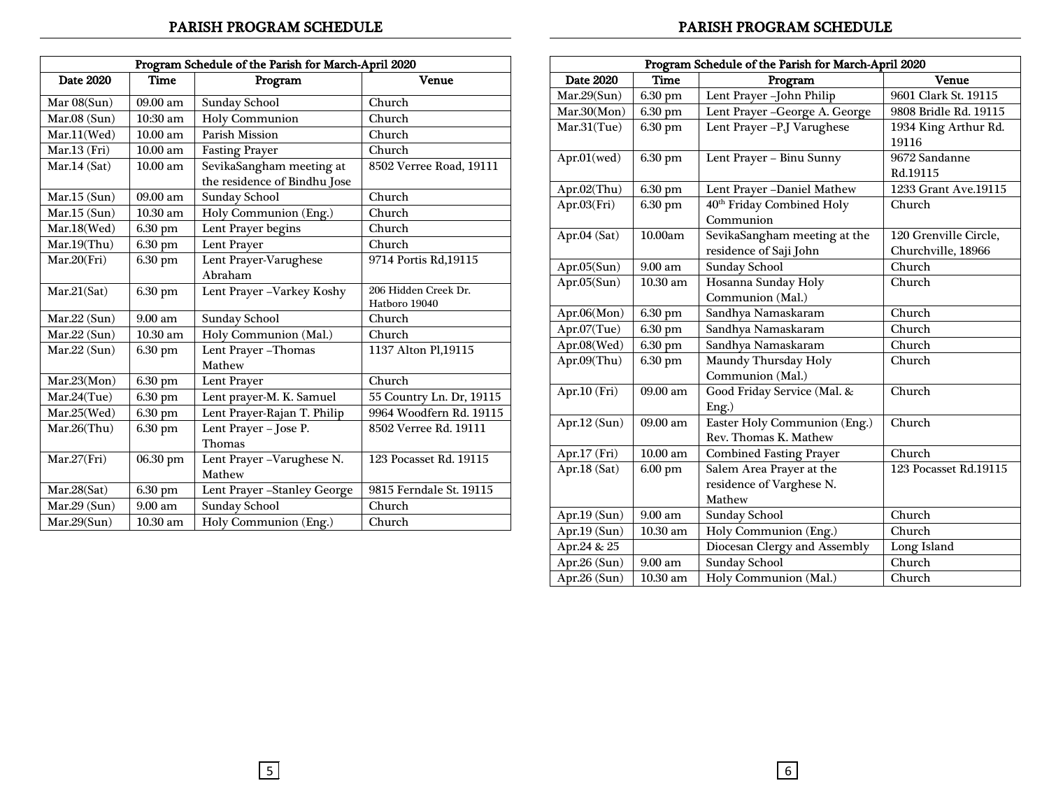## PARISH PROGRAM SCHEDULE

| Program Schedule of the Parish for March-April 2020 | | | |
|---|---|---|---|
| Date 2020 | Time | Program | Venue |
| Mar 08(Sun) | 09.00 am | Sunday School | Church |
| Mar.08 (Sun) | 10:30 am | Holy Communion | Church |
| Mar.11(Wed) | 10.00 am | Parish Mission | Church |
| Mar.13 (Fri) | 10.00 am | Fasting Prayer | Church |
| Mar.14 (Sat) | 10.00 am | SevikaSangham meeting at the residence of Bindhu Jose | 8502 Verree Road, 19111 |
| Mar.15 (Sun) | 09.00 am | Sunday School | Church |
| Mar.15 (Sun) | 10.30 am | Holy Communion (Eng.) | Church |
| Mar.18(Wed) | 6.30 pm | Lent Prayer begins | Church |
| Mar.19(Thu) | 6.30 pm | Lent Prayer | Church |
| Mar.20(Fri) | 6.30 pm | Lent Prayer-Varughese Abraham | 9714 Portis Rd,19115 |
| Mar.21(Sat) | 6.30 pm | Lent Prayer –Varkey Koshy | 206 Hidden Creek Dr. Hatboro 19040 |
| Mar.22 (Sun) | 9.00 am | Sunday School | Church |
| Mar.22 (Sun) | 10.30 am | Holy Communion (Mal.) | Church |
| Mar.22 (Sun) | 6.30 pm | Lent Prayer –Thomas Mathew | 1137 Alton Pl,19115 |
| Mar.23(Mon) | 6.30 pm | Lent Prayer | Church |
| Mar.24(Tue) | 6.30 pm | Lent prayer-M. K. Samuel | 55 Country Ln. Dr, 19115 |
| Mar.25(Wed) | 6.30 pm | Lent Prayer-Rajan T. Philip | 9964 Woodfern Rd. 19115 |
| Mar.26(Thu) | 6.30 pm | Lent Prayer – Jose P. Thomas | 8502 Verree Rd. 19111 |
| Mar.27(Fri) | 06.30 pm | Lent Prayer –Varughese N. Mathew | 123 Pocasset Rd. 19115 |
| Mar.28(Sat) | 6.30 pm | Lent Prayer –Stanley George | 9815 Ferndale St. 19115 |
| Mar.29 (Sun) | 9.00 am | Sunday School | Church |
| Mar.29(Sun) | 10.30 am | Holy Communion (Eng.) | Church |

## PARISH PROGRAM SCHEDULE

| Program Schedule of the Parish for March-April 2020 | | | |
|---|---|---|---|
| Date 2020 | Time | Program | Venue |
| Mar.29(Sun) | 6.30 pm | Lent Prayer –John Philip | 9601 Clark St. 19115 |
| Mar.30(Mon) | 6.30 pm | Lent Prayer –George A. George | 9808 Bridle Rd. 19115 |
| Mar.31(Tue) | 6.30 pm | Lent Prayer –P.J Varughese | 1934 King Arthur Rd. 19116 |
| Apr.01(wed) | 6.30 pm | Lent Prayer – Binu Sunny | 9672 Sandanne Rd.19115 |
| Apr.02(Thu) | 6.30 pm | Lent Prayer –Daniel Mathew | 1233 Grant Ave.19115 |
| Apr.03(Fri) | 6.30 pm | 40th Friday Combined Holy Communion | Church |
| Apr.04 (Sat) | 10.00am | SevikaSangham meeting at the residence of Saji John | 120 Grenville Circle, Churchville, 18966 |
| Apr.05(Sun) | 9.00 am | Sunday School | Church |
| Apr.05(Sun) | 10.30 am | Hosanna Sunday Holy Communion (Mal.) | Church |
| Apr.06(Mon) | 6.30 pm | Sandhya Namaskaram | Church |
| Apr.07(Tue) | 6.30 pm | Sandhya Namaskaram | Church |
| Apr.08(Wed) | 6.30 pm | Sandhya Namaskaram | Church |
| Apr.09(Thu) | 6.30 pm | Maundy Thursday Holy Communion (Mal.) | Church |
| Apr.10 (Fri) | 09.00 am | Good Friday Service (Mal. & Eng.) | Church |
| Apr.12 (Sun) | 09.00 am | Easter Holy Communion (Eng.) Rev. Thomas K. Mathew | Church |
| Apr.17 (Fri) | 10.00 am | Combined Fasting Prayer | Church |
| Apr.18 (Sat) | 6.00 pm | Salem Area Prayer at the residence of Varghese N. Mathew | 123 Pocasset Rd.19115 |
| Apr.19 (Sun) | 9.00 am | Sunday School | Church |
| Apr.19 (Sun) | 10.30 am | Holy Communion (Eng.) | Church |
| Apr.24 & 25 | | Diocesan Clergy and Assembly | Long Island |
| Apr.26 (Sun) | 9.00 am | Sunday School | Church |
| Apr.26 (Sun) | 10.30 am | Holy Communion (Mal.) | Church |